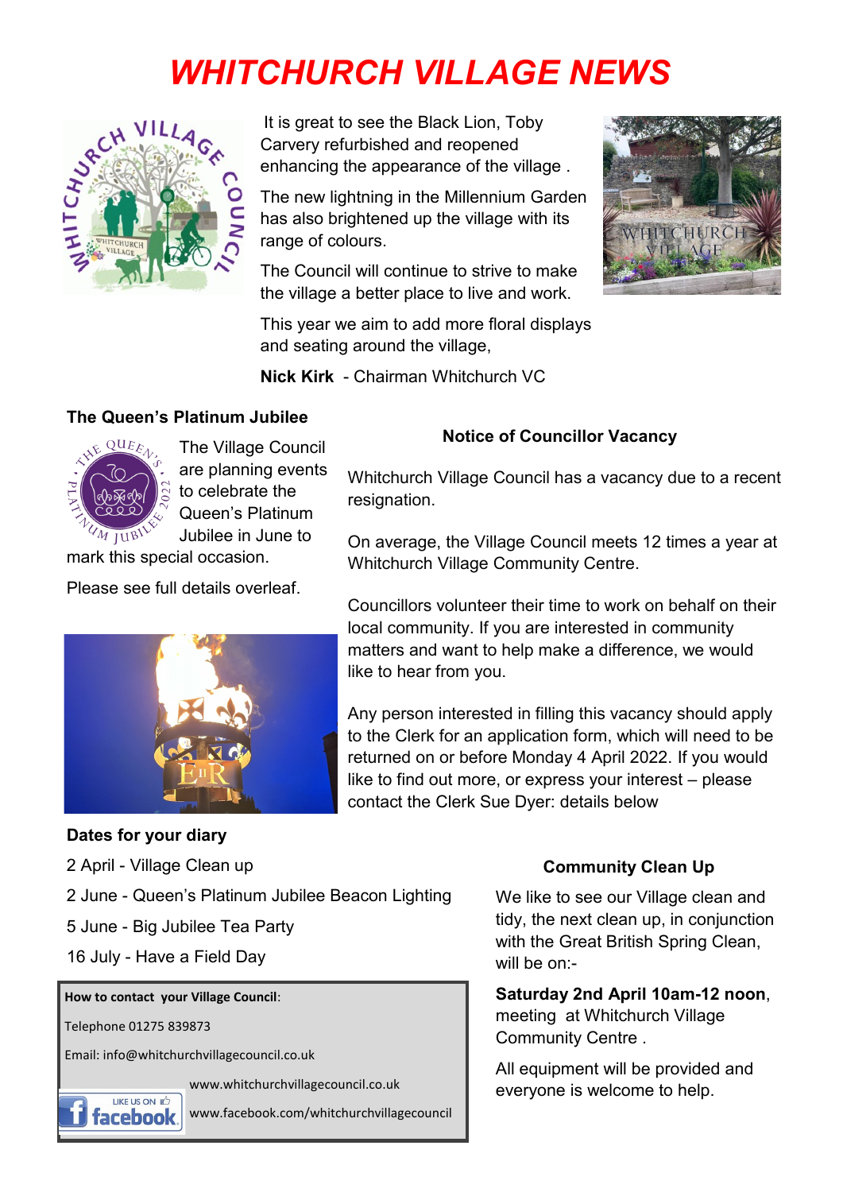# WHITCHURCH VILLAGE NEWS

It is great to see the Black Lion, Toby Carvery refurbished and reopened enhancing the appearance of the village .

The new lightning in the Millennium Garden has also brightened up the village with its range of colours.

The Council will continue to strive to make the village a better place to live and work.

This year we aim to add more floral displays and seating around the village,

**Nick Kirk** - Chairman Whitchurch VC

## The Queen's Platinum Jubilee

The Village Council are planning events to celebrate the Queen's Platinum Jubilee in June to mark this special occasion.

Please see full details overleaf.

## Notice of Councillor Vacancy

Whitchurch Village Council has a vacancy due to a recent resignation.

On average, the Village Council meets 12 times a year at Whitchurch Village Community Centre.

Councillors volunteer their time to work on behalf on their local community. If you are interested in community matters and want to help make a difference, we would like to hear from you.

Any person interested in filling this vacancy should apply to the Clerk for an application form, which will need to be returned on or before Monday 4 April 2022. If you would like to find out more, or express your interest – please contact the Clerk Sue Dyer: details below

## Dates for your diary

2 April - Village Clean up

2 June - Queen's Platinum Jubilee Beacon Lighting

5 June - Big Jubilee Tea Party

16 July - Have a Field Day

**How to contact your Village Council**:

Telephone 01275 839873

Email: info@whitchurchvillagecouncil.co.uk

www.whitchurchvillagecouncil.co.uk

www.facebook.com/whitchurchvillagecouncil

## Community Clean Up

We like to see our Village clean and tidy, the next clean up, in conjunction with the Great British Spring Clean, will be on:-

**Saturday 2nd April 10am-12 noon**, meeting at Whitchurch Village Community Centre .

All equipment will be provided and everyone is welcome to help.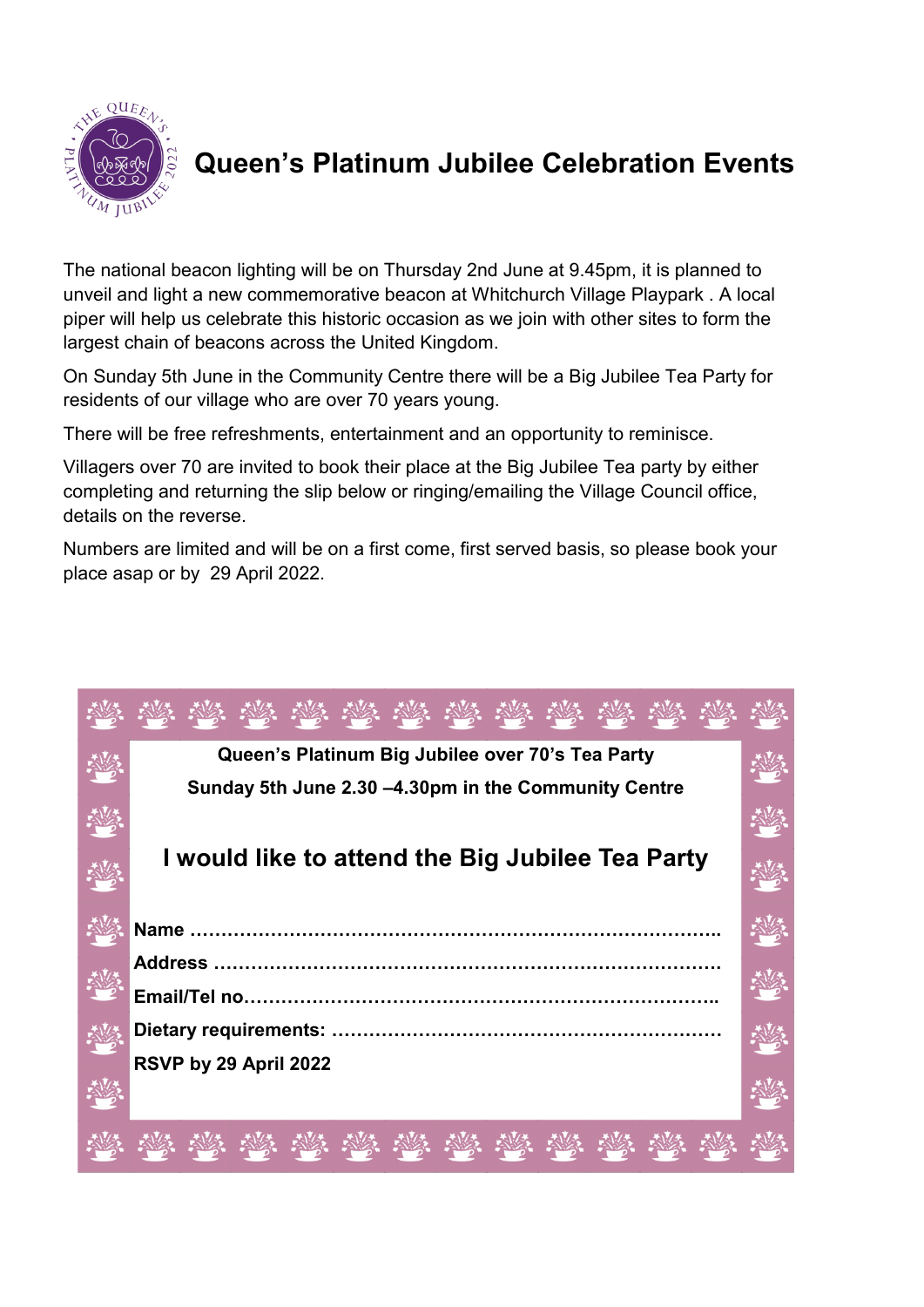# Queen's Platinum Jubilee Celebration Events

The national beacon lighting will be on Thursday 2nd June at 9.45pm, it is planned to unveil and light a new commemorative beacon at Whitchurch Village Playpark . A local piper will help us celebrate this historic occasion as we join with other sites to form the largest chain of beacons across the United Kingdom.

On Sunday 5th June in the Community Centre there will be a Big Jubilee Tea Party for residents of our village who are over 70 years young.

There will be free refreshments, entertainment and an opportunity to reminisce.

Villagers over 70 are invited to book their place at the Big Jubilee Tea party by either completing and returning the slip below or ringing/emailing the Village Council office, details on the reverse.

Numbers are limited and will be on a first come, first served basis, so please book your place asap or by 29 April 2022.

---

**Queen's Platinum Big Jubilee over 70's Tea Party**

**Sunday 5th June 2.30 –4.30pm in the Community Centre**

## I would like to attend the Big Jubilee Tea Party

**Name** ………………………………………………………………………..

**Address** …………………………………………………………………….

**Email/Tel no**……………………………………………………………….

**Dietary requirements:** ……………………………………………………

**RSVP by 29 April 2022**